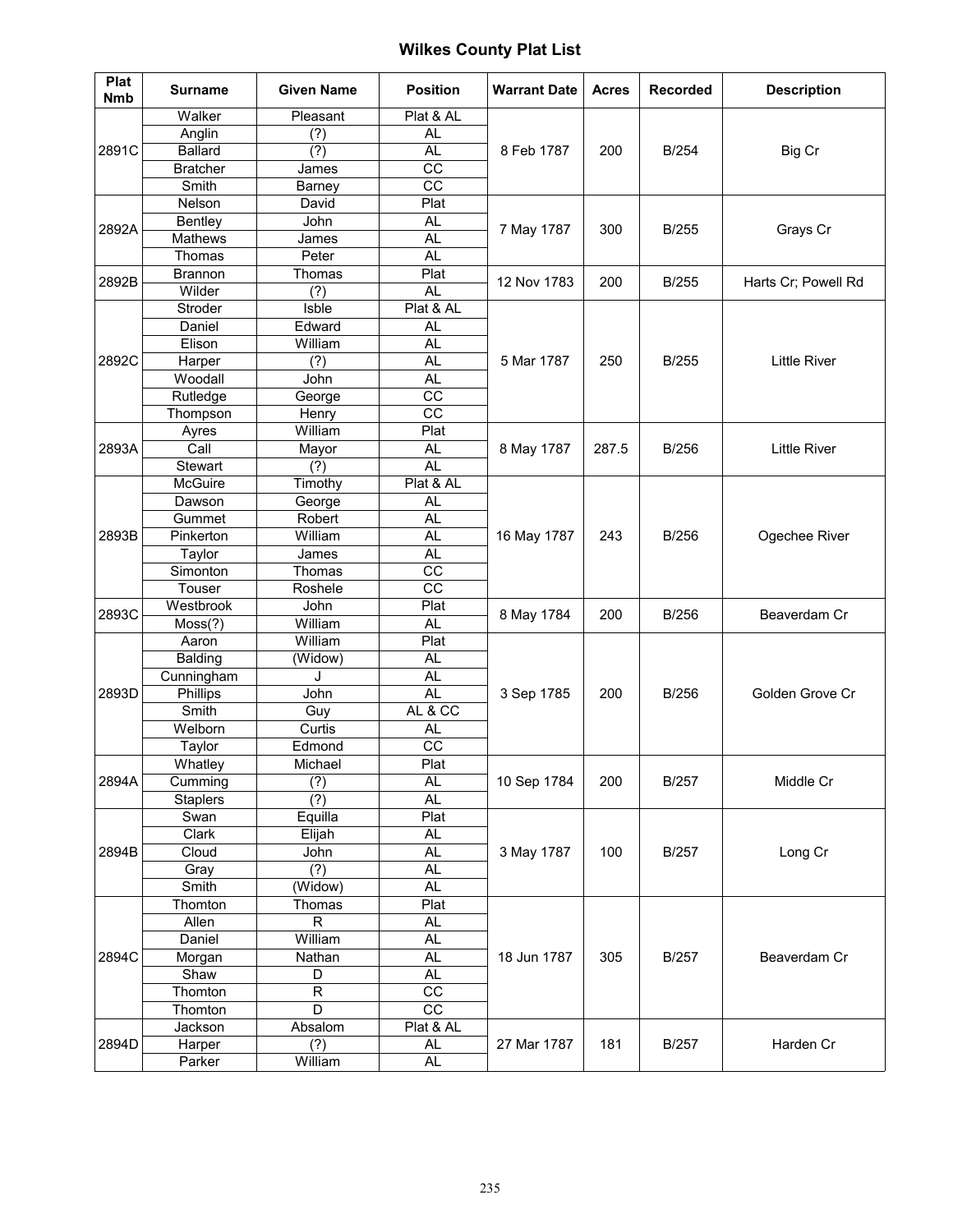# Wilkes County Plat List

| Plat Nmb | Surname | Given Name | Position | Warrant Date | Acres | Recorded | Description |
|---|---|---|---|---|---|---|---|
| 2891C | Walker | Pleasant | Plat & AL | 8 Feb 1787 | 200 | B/254 | Big Cr |
| | Anglin | (?) | AL | | | | |
| | Ballard | (?) | AL | | | | |
| | Bratcher | James | CC | | | | |
| | Smith | Barney | CC | | | | |
| 2892A | Nelson | David | Plat | 7 May 1787 | 300 | B/255 | Grays Cr |
| | Bentley | John | AL | | | | |
| | Mathews | James | AL | | | | |
| | Thomas | Peter | AL | | | | |
| 2892B | Brannon | Thomas | Plat | 12 Nov 1783 | 200 | B/255 | Harts Cr; Powell Rd |
| | Wilder | (?) | AL | | | | |
| 2892C | Stroder | Isble | Plat & AL | 5 Mar 1787 | 250 | B/255 | Little River |
| | Daniel | Edward | AL | | | | |
| | Elison | William | AL | | | | |
| | Harper | (?) | AL | | | | |
| | Woodall | John | AL | | | | |
| | Rutledge | George | CC | | | | |
| | Thompson | Henry | CC | | | | |
| 2893A | Ayres | William | Plat | 8 May 1787 | 287.5 | B/256 | Little River |
| | Call | Mayor | AL | | | | |
| | Stewart | (?) | AL | | | | |
| 2893B | McGuire | Timothy | Plat & AL | 16 May 1787 | 243 | B/256 | Ogechee River |
| | Dawson | George | AL | | | | |
| | Gummet | Robert | AL | | | | |
| | Pinkerton | William | AL | | | | |
| | Taylor | James | AL | | | | |
| | Simonton | Thomas | CC | | | | |
| | Touser | Roshele | CC | | | | |
| 2893C | Westbrook | John | Plat | 8 May 1784 | 200 | B/256 | Beaverdam Cr |
| | Moss(?) | William | AL | | | | |
| 2893D | Aaron | William | Plat | 3 Sep 1785 | 200 | B/256 | Golden Grove Cr |
| | Balding | (Widow) | AL | | | | |
| | Cunningham | J | AL | | | | |
| | Phillips | John | AL | | | | |
| | Smith | Guy | AL & CC | | | | |
| | Welborn | Curtis | AL | | | | |
| | Taylor | Edmond | CC | | | | |
| 2894A | Whatley | Michael | Plat | 10 Sep 1784 | 200 | B/257 | Middle Cr |
| | Cumming | (?) | AL | | | | |
| | Staplers | (?) | AL | | | | |
| 2894B | Swan | Equilla | Plat | 3 May 1787 | 100 | B/257 | Long Cr |
| | Clark | Elijah | AL | | | | |
| | Cloud | John | AL | | | | |
| | Gray | (?) | AL | | | | |
| | Smith | (Widow) | AL | | | | |
| 2894C | Thomton | Thomas | Plat | 18 Jun 1787 | 305 | B/257 | Beaverdam Cr |
| | Allen | R | AL | | | | |
| | Daniel | William | AL | | | | |
| | Morgan | Nathan | AL | | | | |
| | Shaw | D | AL | | | | |
| | Thomton | R | CC | | | | |
| | Thomton | D | CC | | | | |
| 2894D | Jackson | Absalom | Plat & AL | 27 Mar 1787 | 181 | B/257 | Harden Cr |
| | Harper | (?) | AL | | | | |
| | Parker | William | AL | | | | |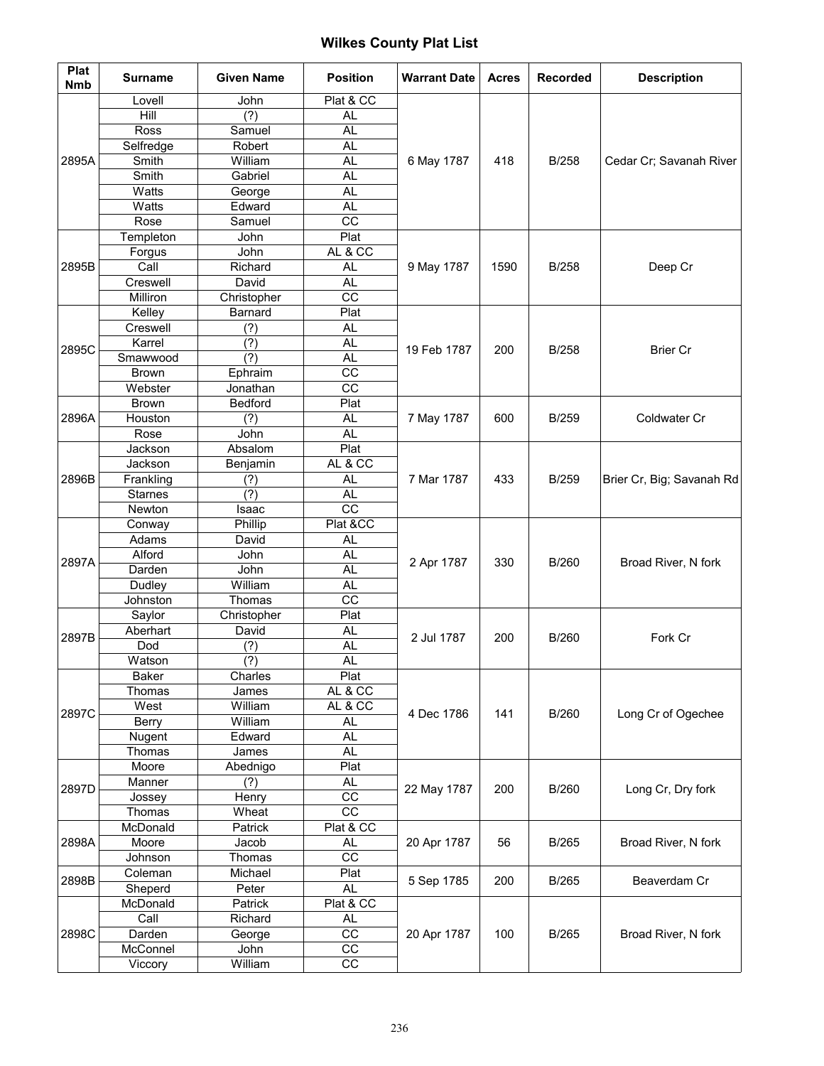# Wilkes County Plat List

| Plat Nmb | Surname | Given Name | Position | Warrant Date | Acres | Recorded | Description |
|---|---|---|---|---|---|---|---|
| 2895A | Lovell | John | Plat & CC | 6 May 1787 | 418 | B/258 | Cedar Cr; Savanah River |
| | Hill | (?) | AL | | | | |
| | Ross | Samuel | AL | | | | |
| | Selfredge | Robert | AL | | | | |
| | Smith | William | AL | | | | |
| | Smith | Gabriel | AL | | | | |
| | Watts | George | AL | | | | |
| | Watts | Edward | AL | | | | |
| | Rose | Samuel | CC | | | | |
| 2895B | Templeton | John | Plat | 9 May 1787 | 1590 | B/258 | Deep Cr |
| | Forgus | John | AL & CC | | | | |
| | Call | Richard | AL | | | | |
| | Creswell | David | AL | | | | |
| | Milliron | Christopher | CC | | | | |
| 2895C | Kelley | Barnard | Plat | 19 Feb 1787 | 200 | B/258 | Brier Cr |
| | Creswell | (?) | AL | | | | |
| | Karrel | (?) | AL | | | | |
| | Smawwood | (?) | AL | | | | |
| | Brown | Ephraim | CC | | | | |
| | Webster | Jonathan | CC | | | | |
| 2896A | Brown | Bedford | Plat | 7 May 1787 | 600 | B/259 | Coldwater Cr |
| | Houston | (?) | AL | | | | |
| | Rose | John | AL | | | | |
| 2896B | Jackson | Absalom | Plat | 7 Mar 1787 | 433 | B/259 | Brier Cr, Big; Savanah Rd |
| | Jackson | Benjamin | AL & CC | | | | |
| | Frankling | (?) | AL | | | | |
| | Starnes | (?) | AL | | | | |
| | Newton | Isaac | CC | | | | |
| 2897A | Conway | Phillip | Plat &CC | 2 Apr 1787 | 330 | B/260 | Broad River, N fork |
| | Adams | David | AL | | | | |
| | Alford | John | AL | | | | |
| | Darden | John | AL | | | | |
| | Dudley | William | AL | | | | |
| | Johnston | Thomas | CC | | | | |
| 2897B | Saylor | Christopher | Plat | 2 Jul 1787 | 200 | B/260 | Fork Cr |
| | Aberhart | David | AL | | | | |
| | Dod | (?) | AL | | | | |
| | Watson | (?) | AL | | | | |
| 2897C | Baker | Charles | Plat | 4 Dec 1786 | 141 | B/260 | Long Cr of Ogechee |
| | Thomas | James | AL & CC | | | | |
| | West | William | AL & CC | | | | |
| | Berry | William | AL | | | | |
| | Nugent | Edward | AL | | | | |
| | Thomas | James | AL | | | | |
| 2897D | Moore | Abednigo | Plat | 22 May 1787 | 200 | B/260 | Long Cr, Dry fork |
| | Manner | (?) | AL | | | | |
| | Jossey | Henry | CC | | | | |
| | Thomas | Wheat | CC | | | | |
| 2898A | McDonald | Patrick | Plat & CC | 20 Apr 1787 | 56 | B/265 | Broad River, N fork |
| | Moore | Jacob | AL | | | | |
| | Johnson | Thomas | CC | | | | |
| 2898B | Coleman | Michael | Plat | 5 Sep 1785 | 200 | B/265 | Beaverdam Cr |
| | Sheperd | Peter | AL | | | | |
| 2898C | McDonald | Patrick | Plat & CC | 20 Apr 1787 | 100 | B/265 | Broad River, N fork |
| | Call | Richard | AL | | | | |
| | Darden | George | CC | | | | |
| | McConnel | John | CC | | | | |
| | Viccory | William | CC | | | | |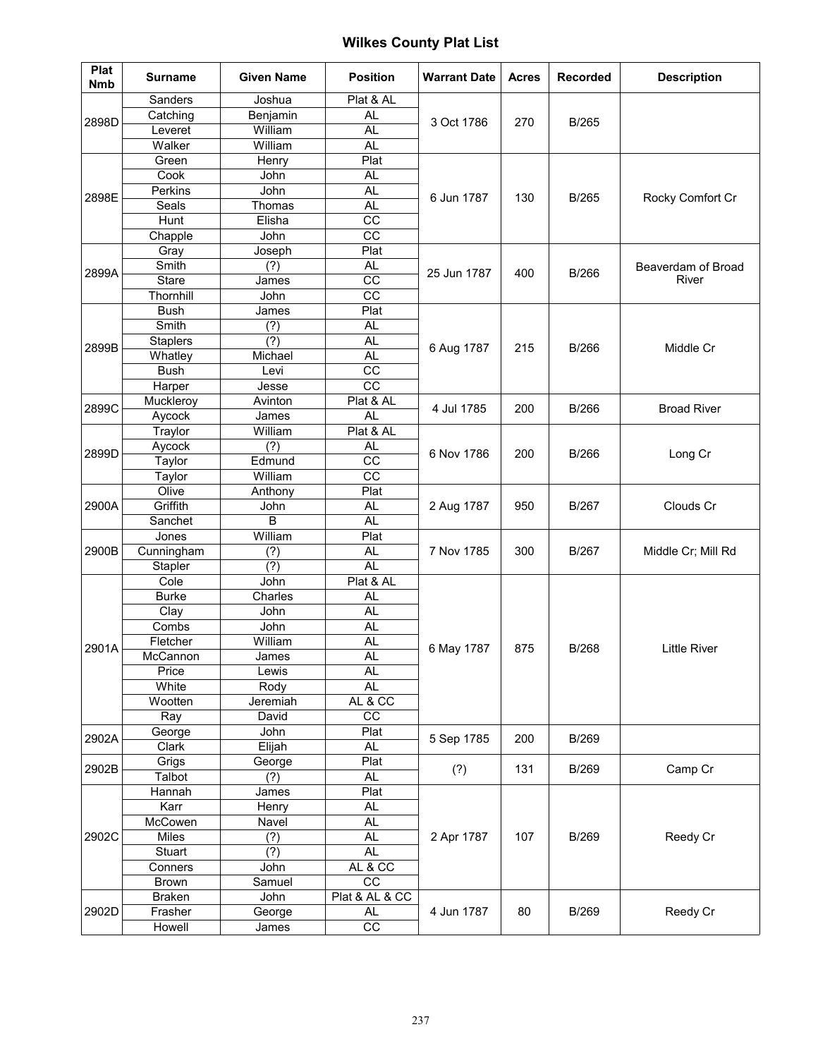# Wilkes County Plat List

| Plat Nmb | Surname | Given Name | Position | Warrant Date | Acres | Recorded | Description |
|---|---|---|---|---|---|---|---|
| 2898D | Sanders | Joshua | Plat & AL | 3 Oct 1786 | 270 | B/265 | |
| | Catching | Benjamin | AL | | | | |
| | Leveret | William | AL | | | | |
| | Walker | William | AL | | | | |
| 2898E | Green | Henry | Plat | 6 Jun 1787 | 130 | B/265 | Rocky Comfort Cr |
| | Cook | John | AL | | | | |
| | Perkins | John | AL | | | | |
| | Seals | Thomas | AL | | | | |
| | Hunt | Elisha | CC | | | | |
| | Chapple | John | CC | | | | |
| 2899A | Gray | Joseph | Plat | 25 Jun 1787 | 400 | B/266 | Beaverdam of Broad River |
| | Smith | (?) | AL | | | | |
| | Stare | James | CC | | | | |
| | Thornhill | John | CC | | | | |
| 2899B | Bush | James | Plat | 6 Aug 1787 | 215 | B/266 | Middle Cr |
| | Smith | (?) | AL | | | | |
| | Staplers | (?) | AL | | | | |
| | Whatley | Michael | AL | | | | |
| | Bush | Levi | CC | | | | |
| | Harper | Jesse | CC | | | | |
| 2899C | Muckleroy | Avinton | Plat & AL | 4 Jul 1785 | 200 | B/266 | Broad River |
| | Aycock | James | AL | | | | |
| 2899D | Traylor | William | Plat & AL | 6 Nov 1786 | 200 | B/266 | Long Cr |
| | Aycock | (?) | AL | | | | |
| | Taylor | Edmund | CC | | | | |
| | Taylor | William | CC | | | | |
| 2900A | Olive | Anthony | Plat | 2 Aug 1787 | 950 | B/267 | Clouds Cr |
| | Griffith | John | AL | | | | |
| | Sanchet | B | AL | | | | |
| 2900B | Jones | William | Plat | 7 Nov 1785 | 300 | B/267 | Middle Cr; Mill Rd |
| | Cunningham | (?) | AL | | | | |
| | Stapler | (?) | AL | | | | |
| 2901A | Cole | John | Plat & AL | 6 May 1787 | 875 | B/268 | Little River |
| | Burke | Charles | AL | | | | |
| | Clay | John | AL | | | | |
| | Combs | John | AL | | | | |
| | Fletcher | William | AL | | | | |
| | McCannon | James | AL | | | | |
| | Price | Lewis | AL | | | | |
| | White | Rody | AL | | | | |
| | Wootten | Jeremiah | AL & CC | | | | |
| | Ray | David | CC | | | | |
| 2902A | George | John | Plat | 5 Sep 1785 | 200 | B/269 | |
| | Clark | Elijah | AL | | | | |
| 2902B | Grigs | George | Plat | (?) | 131 | B/269 | Camp Cr |
| | Talbot | (?) | AL | | | | |
| 2902C | Hannah | James | Plat | 2 Apr 1787 | 107 | B/269 | Reedy Cr |
| | Karr | Henry | AL | | | | |
| | McCowen | Navel | AL | | | | |
| | Miles | (?) | AL | | | | |
| | Stuart | (?) | AL | | | | |
| | Conners | John | AL & CC | | | | |
| | Brown | Samuel | CC | | | | |
| 2902D | Braken | John | Plat & AL & CC | 4 Jun 1787 | 80 | B/269 | Reedy Cr |
| | Frasher | George | AL | | | | |
| | Howell | James | CC | | | | |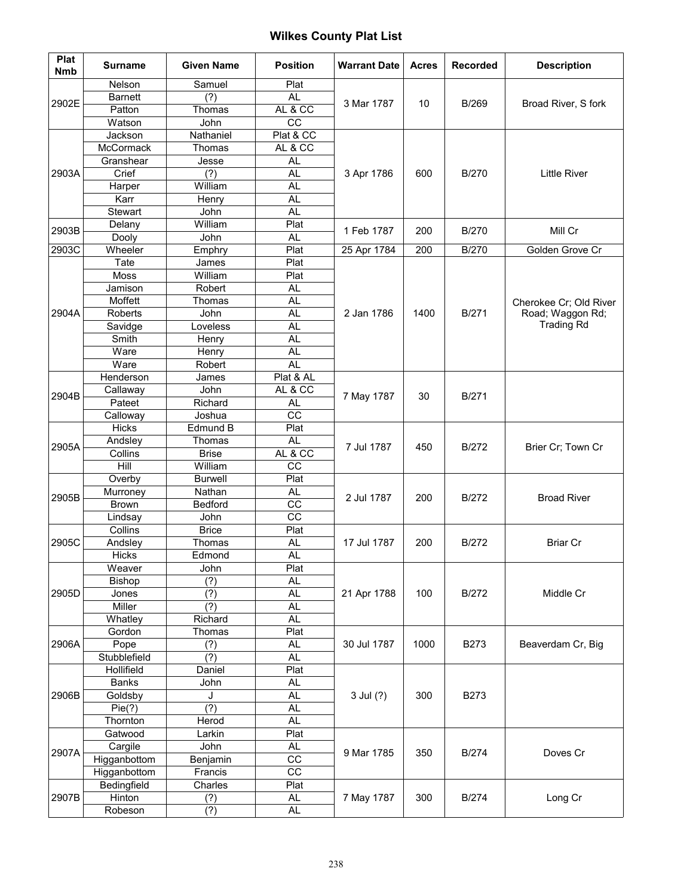## Wilkes County Plat List

| Plat Nmb | Surname | Given Name | Position | Warrant Date | Acres | Recorded | Description |
|---|---|---|---|---|---|---|---|
| 2902E | Nelson | Samuel | Plat | 3 Mar 1787 | 10 | B/269 | Broad River, S fork |
| | Barnett | (?) | AL | | | | |
| | Patton | Thomas | AL & CC | | | | |
| | Watson | John | CC | | | | |
| 2903A | Jackson | Nathaniel | Plat & CC | 3 Apr 1786 | 600 | B/270 | Little River |
| | McCormack | Thomas | AL & CC | | | | |
| | Granshear | Jesse | AL | | | | |
| | Crief | (?) | AL | | | | |
| | Harper | William | AL | | | | |
| | Karr | Henry | AL | | | | |
| | Stewart | John | AL | | | | |
| 2903B | Delany | William | Plat | 1 Feb 1787 | 200 | B/270 | Mill Cr |
| | Dooly | John | AL | | | | |
| 2903C | Wheeler | Emphry | Plat | 25 Apr 1784 | 200 | B/270 | Golden Grove Cr |
| 2904A | Tate | James | Plat | 2 Jan 1786 | 1400 | B/271 | Cherokee Cr; Old River Road; Waggon Rd; Trading Rd |
| | Moss | William | Plat | | | | |
| | Jamison | Robert | AL | | | | |
| | Moffett | Thomas | AL | | | | |
| | Roberts | John | AL | | | | |
| | Savidge | Loveless | AL | | | | |
| | Smith | Henry | AL | | | | |
| | Ware | Henry | AL | | | | |
| | Ware | Robert | AL | | | | |
| 2904B | Henderson | James | Plat & AL | 7 May 1787 | 30 | B/271 | |
| | Callaway | John | AL & CC | | | | |
| | Pateet | Richard | AL | | | | |
| | Calloway | Joshua | CC | | | | |
| 2905A | Hicks | Edmund B | Plat | 7 Jul 1787 | 450 | B/272 | Brier Cr; Town Cr |
| | Andsley | Thomas | AL | | | | |
| | Collins | Brise | AL & CC | | | | |
| | Hill | William | CC | | | | |
| 2905B | Overby | Burwell | Plat | 2 Jul 1787 | 200 | B/272 | Broad River |
| | Murroney | Nathan | AL | | | | |
| | Brown | Bedford | CC | | | | |
| | Lindsay | John | CC | | | | |
| 2905C | Collins | Brice | Plat | 17 Jul 1787 | 200 | B/272 | Briar Cr |
| | Andsley | Thomas | AL | | | | |
| | Hicks | Edmond | AL | | | | |
| 2905D | Weaver | John | Plat | 21 Apr 1788 | 100 | B/272 | Middle Cr |
| | Bishop | (?) | AL | | | | |
| | Jones | (?) | AL | | | | |
| | Miller | (?) | AL | | | | |
| | Whatley | Richard | AL | | | | |
| 2906A | Gordon | Thomas | Plat | 30 Jul 1787 | 1000 | B273 | Beaverdam Cr, Big |
| | Pope | (?) | AL | | | | |
| | Stubblefield | (?) | AL | | | | |
| 2906B | Hollifield | Daniel | Plat | 3 Jul (?) | 300 | B273 | |
| | Banks | John | AL | | | | |
| | Goldsby | J | AL | | | | |
| | Pie(?) | (?) | AL | | | | |
| | Thornton | Herod | AL | | | | |
| 2907A | Gatwood | Larkin | Plat | 9 Mar 1785 | 350 | B/274 | Doves Cr |
| | Cargile | John | AL | | | | |
| | Higganbottom | Benjamin | CC | | | | |
| | Higganbottom | Francis | CC | | | | |
| 2907B | Bedingfield | Charles | Plat | 7 May 1787 | 300 | B/274 | Long Cr |
| | Hinton | (?) | AL | | | | |
| | Robeson | (?) | AL | | | | |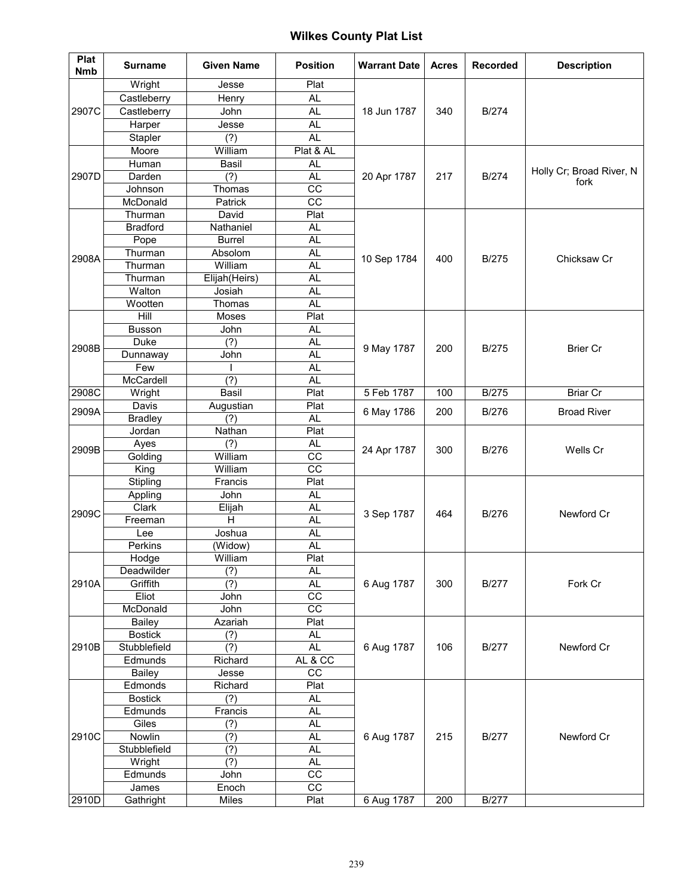# Wilkes County Plat List

| Plat Nmb | Surname | Given Name | Position | Warrant Date | Acres | Recorded | Description |
|---|---|---|---|---|---|---|---|
| 2907C | Wright | Jesse | Plat | 18 Jun 1787 | 340 | B/274 | |
| | Castleberry | Henry | AL | | | | |
| | Castleberry | John | AL | | | | |
| | Harper | Jesse | AL | | | | |
| | Stapler | (?) | AL | | | | |
| 2907D | Moore | William | Plat & AL | 20 Apr 1787 | 217 | B/274 | Holly Cr; Broad River, N fork |
| | Human | Basil | AL | | | | |
| | Darden | (?) | AL | | | | |
| | Johnson | Thomas | CC | | | | |
| | McDonald | Patrick | CC | | | | |
| 2908A | Thurman | David | Plat | 10 Sep 1784 | 400 | B/275 | Chicksaw Cr |
| | Bradford | Nathaniel | AL | | | | |
| | Pope | Burrel | AL | | | | |
| | Thurman | Absolom | AL | | | | |
| | Thurman | William | AL | | | | |
| | Thurman | Elijah(Heirs) | AL | | | | |
| | Walton | Josiah | AL | | | | |
| | Wootten | Thomas | AL | | | | |
| 2908B | Hill | Moses | Plat | 9 May 1787 | 200 | B/275 | Brier Cr |
| | Busson | John | AL | | | | |
| | Duke | (?) | AL | | | | |
| | Dunnaway | John | AL | | | | |
| | Few | I | AL | | | | |
| | McCardell | (?) | AL | | | | |
| 2908C | Wright | Basil | Plat | 5 Feb 1787 | 100 | B/275 | Briar Cr |
| 2909A | Davis | Augustian | Plat | 6 May 1786 | 200 | B/276 | Broad River |
| | Bradley | (?) | AL | | | | |
| 2909B | Jordan | Nathan | Plat | 24 Apr 1787 | 300 | B/276 | Wells Cr |
| | Ayes | (?) | AL | | | | |
| | Golding | William | CC | | | | |
| | King | William | CC | | | | |
| 2909C | Stipling | Francis | Plat | 3 Sep 1787 | 464 | B/276 | Newford Cr |
| | Appling | John | AL | | | | |
| | Clark | Elijah | AL | | | | |
| | Freeman | H | AL | | | | |
| | Lee | Joshua | AL | | | | |
| | Perkins | (Widow) | AL | | | | |
| 2910A | Hodge | William | Plat | 6 Aug 1787 | 300 | B/277 | Fork Cr |
| | Deadwilder | (?) | AL | | | | |
| | Griffith | (?) | AL | | | | |
| | Eliot | John | CC | | | | |
| | McDonald | John | CC | | | | |
| 2910B | Bailey | Azariah | Plat | 6 Aug 1787 | 106 | B/277 | Newford Cr |
| | Bostick | (?) | AL | | | | |
| | Stubblefield | (?) | AL | | | | |
| | Edmunds | Richard | AL & CC | | | | |
| | Bailey | Jesse | CC | | | | |
| 2910C | Edmonds | Richard | Plat | 6 Aug 1787 | 215 | B/277 | Newford Cr |
| | Bostick | (?) | AL | | | | |
| | Edmunds | Francis | AL | | | | |
| | Giles | (?) | AL | | | | |
| | Nowlin | (?) | AL | | | | |
| | Stubblefield | (?) | AL | | | | |
| | Wright | (?) | AL | | | | |
| | Edmunds | John | CC | | | | |
| | James | Enoch | CC | | | | |
| 2910D | Gathright | Miles | Plat | 6 Aug 1787 | 200 | B/277 | |